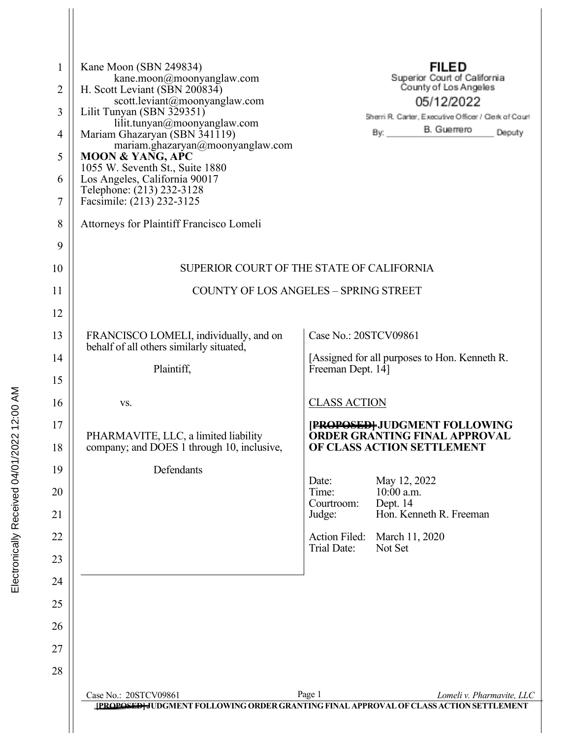Kane Moon (SBN 249834)
kane.moon@moonyanglaw.com
H. Scott Leviant (SBN 200834)
scott.leviant@moonyanglaw.com
Lilit Tunyan (SBN 329351)
lilit.tunyan@moonyanglaw.com
Mariam Ghazaryan (SBN 341119)
mariam.ghazaryan@moonyanglaw.com
**MOON & YANG, APC**
1055 W. Seventh St., Suite 1880
Los Angeles, California 90017
Telephone: (213) 232-3128
Facsimile: (213) 232-3125

Attorneys for Plaintiff Francisco Lomeli

**FILED**
Superior Court of California
County of Los Angeles
05/12/2022
Sherri R. Carter, Executive Officer / Clerk of Court
By: B. Guerrero Deputy

SUPERIOR COURT OF THE STATE OF CALIFORNIA

COUNTY OF LOS ANGELES – SPRING STREET

FRANCISCO LOMELI, individually, and on behalf of all others similarly situated,

Plaintiff,

vs.

PHARMAVITE, LLC, a limited liability company; and DOES 1 through 10, inclusive,

Defendants

Case No.: 20STCV09861

[Assigned for all purposes to Hon. Kenneth R. Freeman Dept. 14]

CLASS ACTION

**~~[PROPOSED]~~ JUDGMENT FOLLOWING ORDER GRANTING FINAL APPROVAL OF CLASS ACTION SETTLEMENT**

| | |
|---|---|
| Date: | May 12, 2022 |
| Time: | 10:00 a.m. |
| Courtroom: | Dept. 14 |
| Judge: | Hon. Kenneth R. Freeman |
| Action Filed: | March 11, 2020 |
| Trial Date: | Not Set |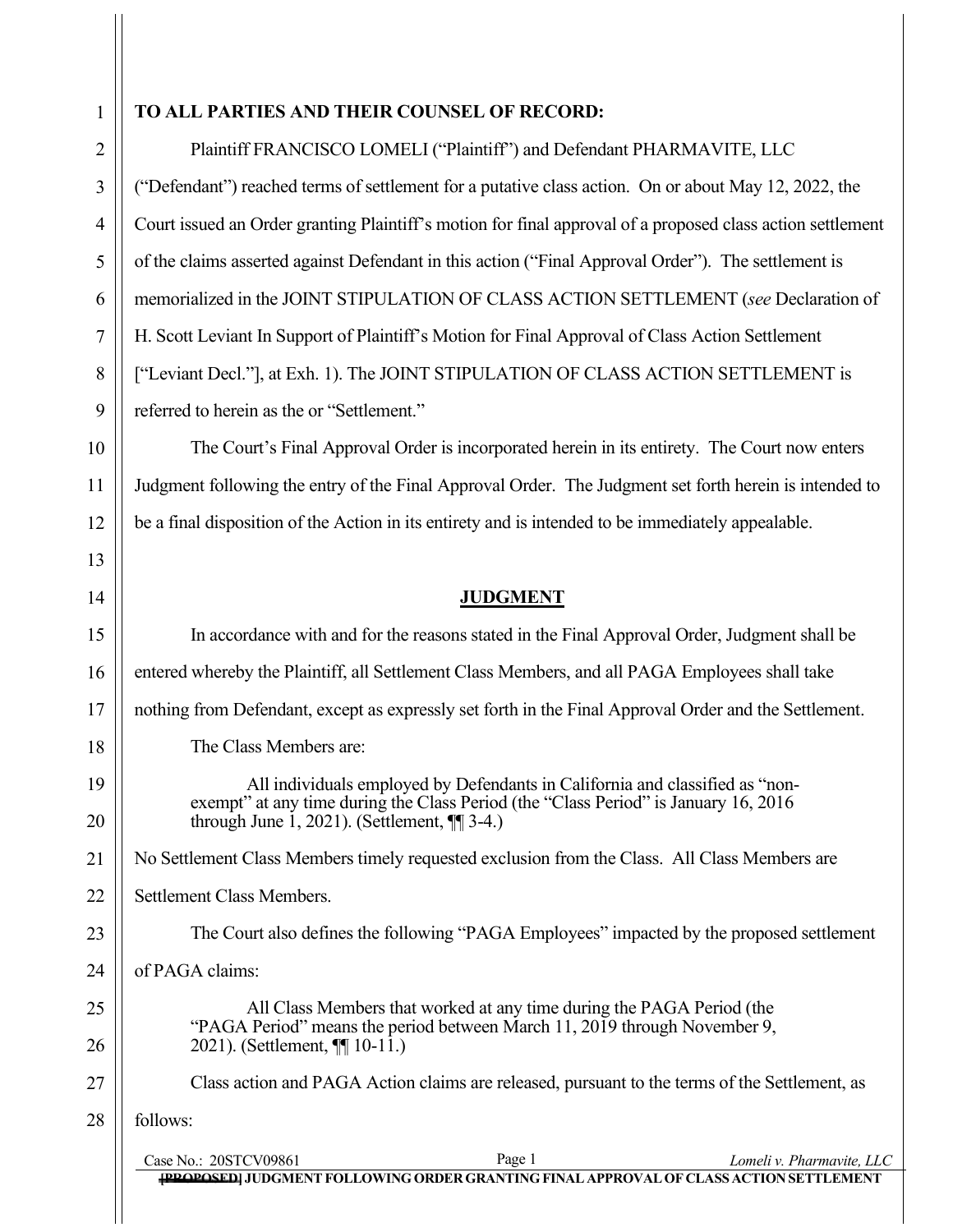**TO ALL PARTIES AND THEIR COUNSEL OF RECORD:**

Plaintiff FRANCISCO LOMELI ("Plaintiff") and Defendant PHARMAVITE, LLC ("Defendant") reached terms of settlement for a putative class action. On or about May 12, 2022, the Court issued an Order granting Plaintiff's motion for final approval of a proposed class action settlement of the claims asserted against Defendant in this action ("Final Approval Order"). The settlement is memorialized in the JOINT STIPULATION OF CLASS ACTION SETTLEMENT (*see* Declaration of H. Scott Leviant In Support of Plaintiff's Motion for Final Approval of Class Action Settlement ["Leviant Decl."], at Exh. 1). The JOINT STIPULATION OF CLASS ACTION SETTLEMENT is referred to herein as the or "Settlement."

The Court's Final Approval Order is incorporated herein in its entirety. The Court now enters Judgment following the entry of the Final Approval Order. The Judgment set forth herein is intended to be a final disposition of the Action in its entirety and is intended to be immediately appealable.

## JUDGMENT

In accordance with and for the reasons stated in the Final Approval Order, Judgment shall be entered whereby the Plaintiff, all Settlement Class Members, and all PAGA Employees shall take nothing from Defendant, except as expressly set forth in the Final Approval Order and the Settlement.

The Class Members are:

> All individuals employed by Defendants in California and classified as "non-exempt" at any time during the Class Period (the "Class Period" is January 16, 2016 through June 1, 2021). (Settlement, ¶¶ 3-4.)

No Settlement Class Members timely requested exclusion from the Class. All Class Members are Settlement Class Members.

The Court also defines the following "PAGA Employees" impacted by the proposed settlement of PAGA claims:

> All Class Members that worked at any time during the PAGA Period (the "PAGA Period" means the period between March 11, 2019 through November 9, 2021). (Settlement, ¶¶ 10-11.)

Class action and PAGA Action claims are released, pursuant to the terms of the Settlement, as follows: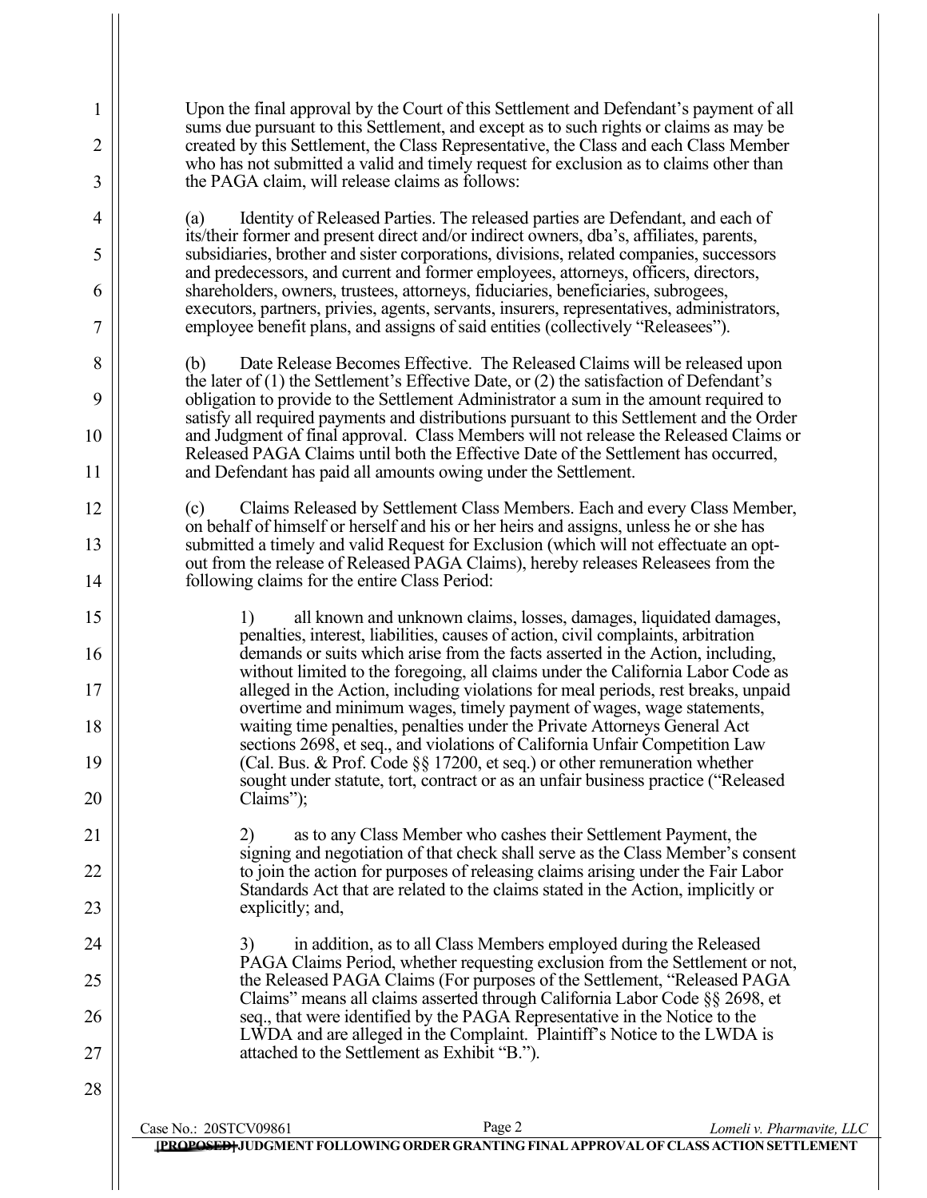Upon the final approval by the Court of this Settlement and Defendant's payment of all sums due pursuant to this Settlement, and except as to such rights or claims as may be created by this Settlement, the Class Representative, the Class and each Class Member who has not submitted a valid and timely request for exclusion as to claims other than the PAGA claim, will release claims as follows:

(a) Identity of Released Parties. The released parties are Defendant, and each of its/their former and present direct and/or indirect owners, dba's, affiliates, parents, subsidiaries, brother and sister corporations, divisions, related companies, successors and predecessors, and current and former employees, attorneys, officers, directors, shareholders, owners, trustees, attorneys, fiduciaries, beneficiaries, subrogees, executors, partners, privies, agents, servants, insurers, representatives, administrators, employee benefit plans, and assigns of said entities (collectively "Releasees").

(b) Date Release Becomes Effective. The Released Claims will be released upon the later of (1) the Settlement's Effective Date, or (2) the satisfaction of Defendant's obligation to provide to the Settlement Administrator a sum in the amount required to satisfy all required payments and distributions pursuant to this Settlement and the Order and Judgment of final approval. Class Members will not release the Released Claims or Released PAGA Claims until both the Effective Date of the Settlement has occurred, and Defendant has paid all amounts owing under the Settlement.

(c) Claims Released by Settlement Class Members. Each and every Class Member, on behalf of himself or herself and his or her heirs and assigns, unless he or she has submitted a timely and valid Request for Exclusion (which will not effectuate an opt-out from the release of Released PAGA Claims), hereby releases Releasees from the following claims for the entire Class Period:

1) all known and unknown claims, losses, damages, liquidated damages, penalties, interest, liabilities, causes of action, civil complaints, arbitration demands or suits which arise from the facts asserted in the Action, including, without limited to the foregoing, all claims under the California Labor Code as alleged in the Action, including violations for meal periods, rest breaks, unpaid overtime and minimum wages, timely payment of wages, wage statements, waiting time penalties, penalties under the Private Attorneys General Act sections 2698, et seq., and violations of California Unfair Competition Law (Cal. Bus. & Prof. Code §§ 17200, et seq.) or other remuneration whether sought under statute, tort, contract or as an unfair business practice ("Released Claims");

2) as to any Class Member who cashes their Settlement Payment, the signing and negotiation of that check shall serve as the Class Member's consent to join the action for purposes of releasing claims arising under the Fair Labor Standards Act that are related to the claims stated in the Action, implicitly or explicitly; and,

3) in addition, as to all Class Members employed during the Released PAGA Claims Period, whether requesting exclusion from the Settlement or not, the Released PAGA Claims (For purposes of the Settlement, "Released PAGA Claims" means all claims asserted through California Labor Code §§ 2698, et seq., that were identified by the PAGA Representative in the Notice to the LWDA and are alleged in the Complaint. Plaintiff's Notice to the LWDA is attached to the Settlement as Exhibit "B.").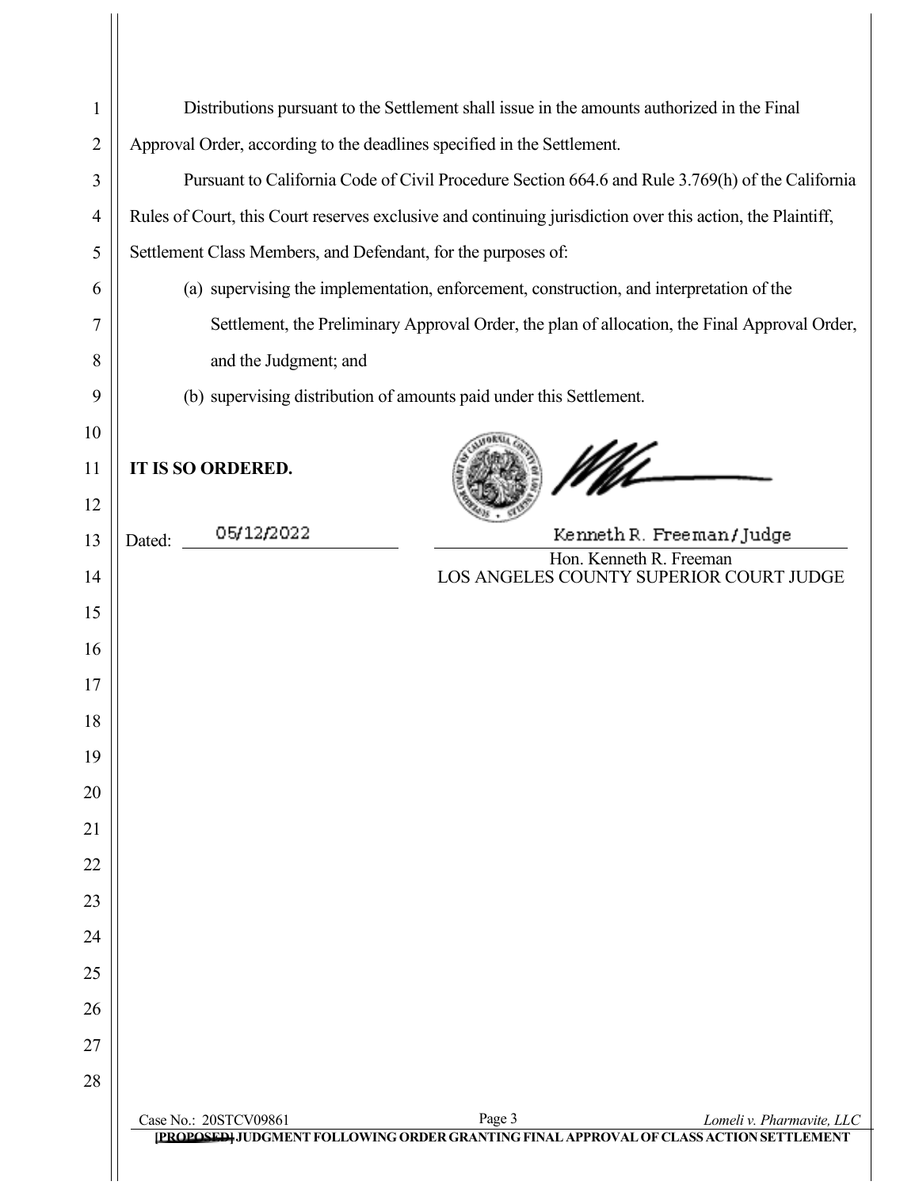Distributions pursuant to the Settlement shall issue in the amounts authorized in the Final Approval Order, according to the deadlines specified in the Settlement.

Pursuant to California Code of Civil Procedure Section 664.6 and Rule 3.769(h) of the California Rules of Court, this Court reserves exclusive and continuing jurisdiction over this action, the Plaintiff, Settlement Class Members, and Defendant, for the purposes of:

(a) supervising the implementation, enforcement, construction, and interpretation of the Settlement, the Preliminary Approval Order, the plan of allocation, the Final Approval Order, and the Judgment; and

(b) supervising distribution of amounts paid under this Settlement.

**IT IS SO ORDERED.**

Dated: 05/12/2022

Kenneth R. Freeman / Judge

Hon. Kenneth R. Freeman
LOS ANGELES COUNTY SUPERIOR COURT JUDGE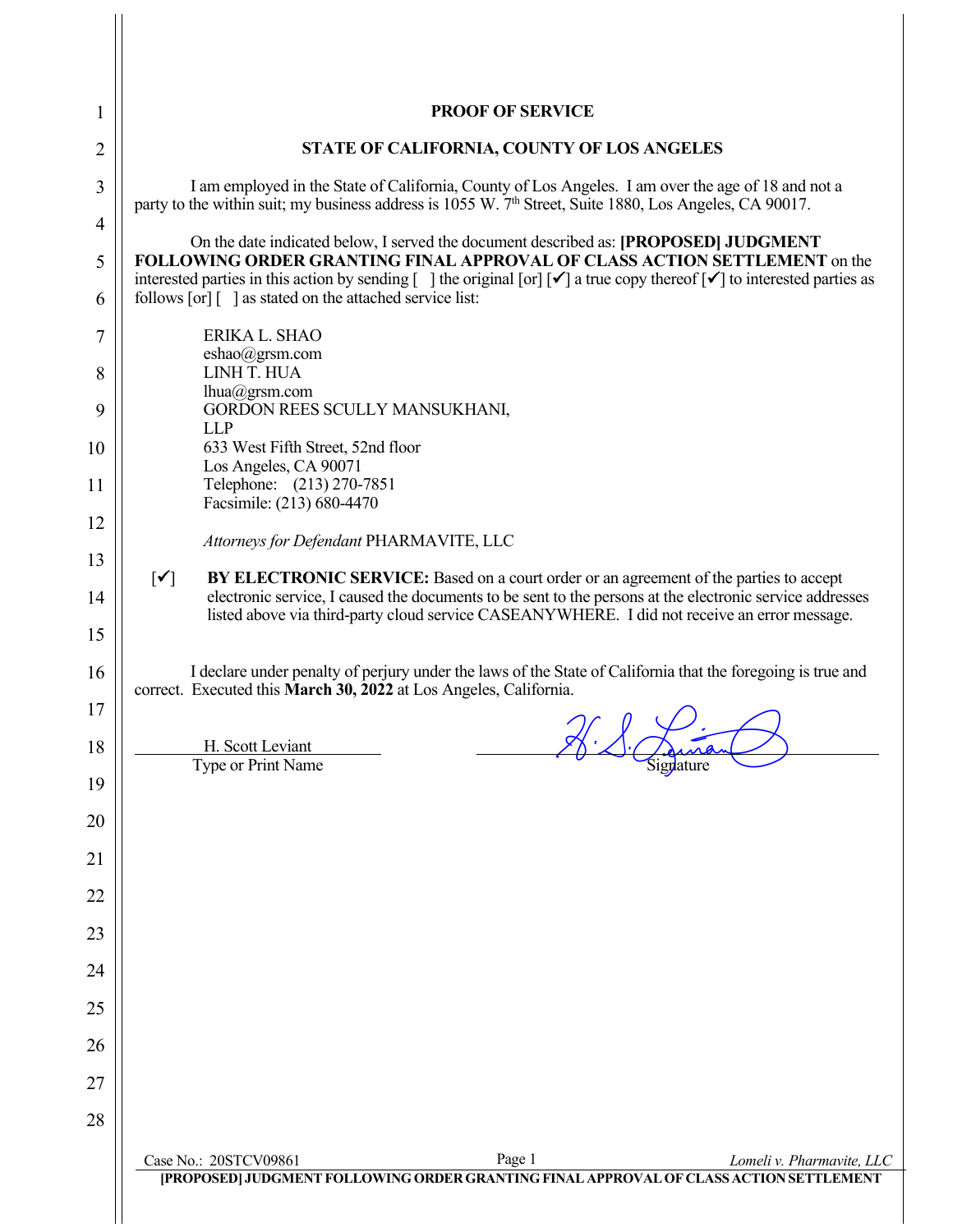# PROOF OF SERVICE

## STATE OF CALIFORNIA, COUNTY OF LOS ANGELES

I am employed in the State of California, County of Los Angeles. I am over the age of 18 and not a party to the within suit; my business address is 1055 W. 7th Street, Suite 1880, Los Angeles, CA 90017.

On the date indicated below, I served the document described as: **[PROPOSED] JUDGMENT FOLLOWING ORDER GRANTING FINAL APPROVAL OF CLASS ACTION SETTLEMENT** on the interested parties in this action by sending [ ] the original [or] [✔] a true copy thereof [✔] to interested parties as follows [or] [ ] as stated on the attached service list:

ERIKA L. SHAO
eshao@grsm.com
LINH T. HUA
lhua@grsm.com
GORDON REES SCULLY MANSUKHANI, LLP
633 West Fifth Street, 52nd floor
Los Angeles, CA 90071
Telephone: (213) 270-7851
Facsimile: (213) 680-4470

*Attorneys for Defendant* PHARMAVITE, LLC

[✔] **BY ELECTRONIC SERVICE:** Based on a court order or an agreement of the parties to accept electronic service, I caused the documents to be sent to the persons at the electronic service addresses listed above via third-party cloud service CASEANYWHERE. I did not receive an error message.

I declare under penalty of perjury under the laws of the State of California that the foregoing is true and correct. Executed this **March 30, 2022** at Los Angeles, California.

H. Scott Leviant
Type or Print Name

[Signature]
Signature